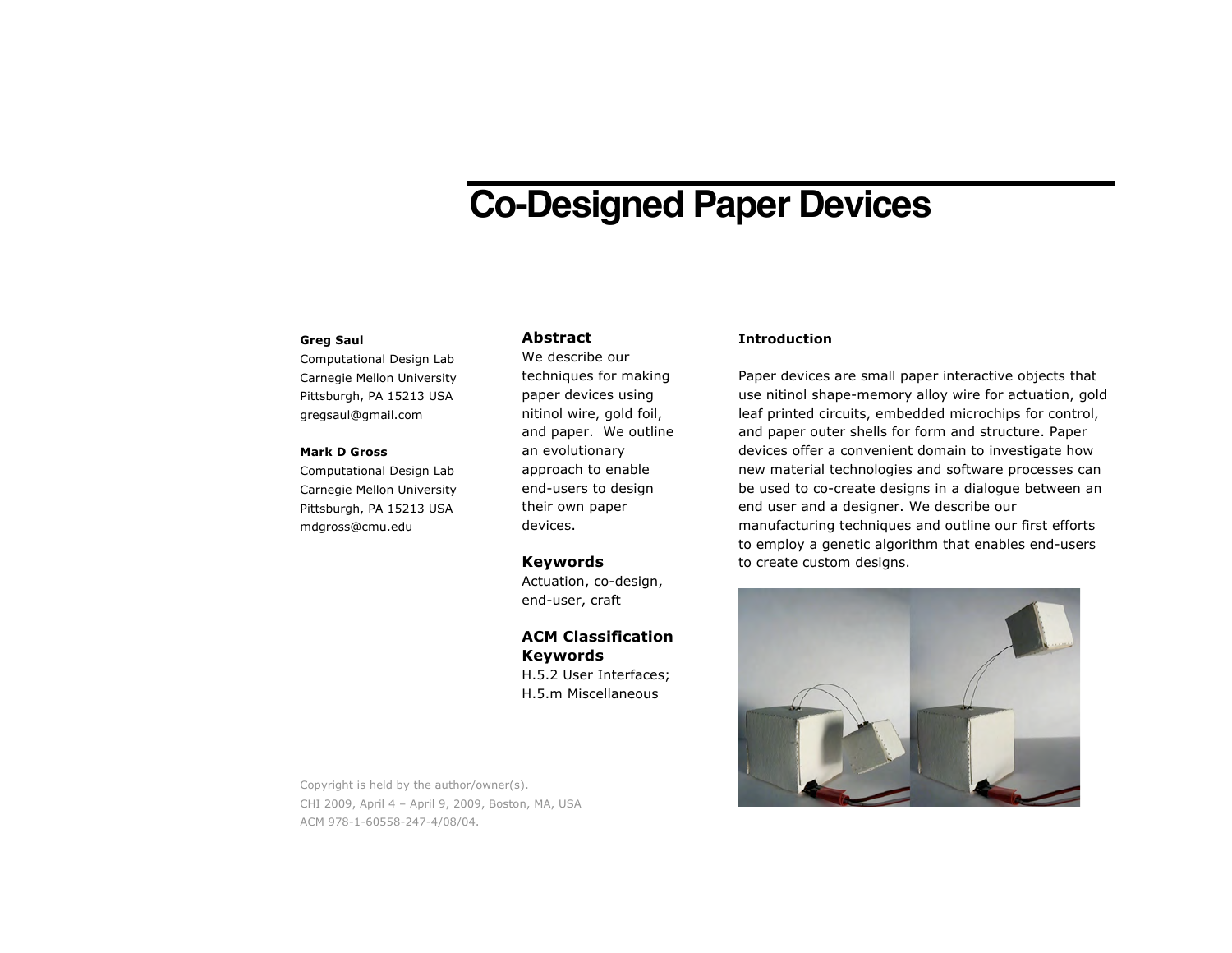# Co-Designed Paper Devices

**Greg Saul**
Computational Design Lab
Carnegie Mellon University
Pittsburgh, PA 15213 USA
gregsaul@gmail.com

**Mark D Gross**
Computational Design Lab
Carnegie Mellon University
Pittsburgh, PA 15213 USA
mdgross@cmu.edu

Copyright is held by the author/owner(s).
CHI 2009, April 4 – April 9, 2009, Boston, MA, USA
ACM 978-1-60558-247-4/08/04.

## Abstract

We describe our techniques for making paper devices using nitinol wire, gold foil, and paper. We outline an evolutionary approach to enable end-users to design their own paper devices.

## Keywords

Actuation, co-design, end-user, craft

## ACM Classification Keywords

H.5.2 User Interfaces; H.5.m Miscellaneous

## Introduction

Paper devices are small paper interactive objects that use nitinol shape-memory alloy wire for actuation, gold leaf printed circuits, embedded microchips for control, and paper outer shells for form and structure. Paper devices offer a convenient domain to investigate how new material technologies and software processes can be used to co-create designs in a dialogue between an end user and a designer. We describe our manufacturing techniques and outline our first efforts to employ a genetic algorithm that enables end-users to create custom designs.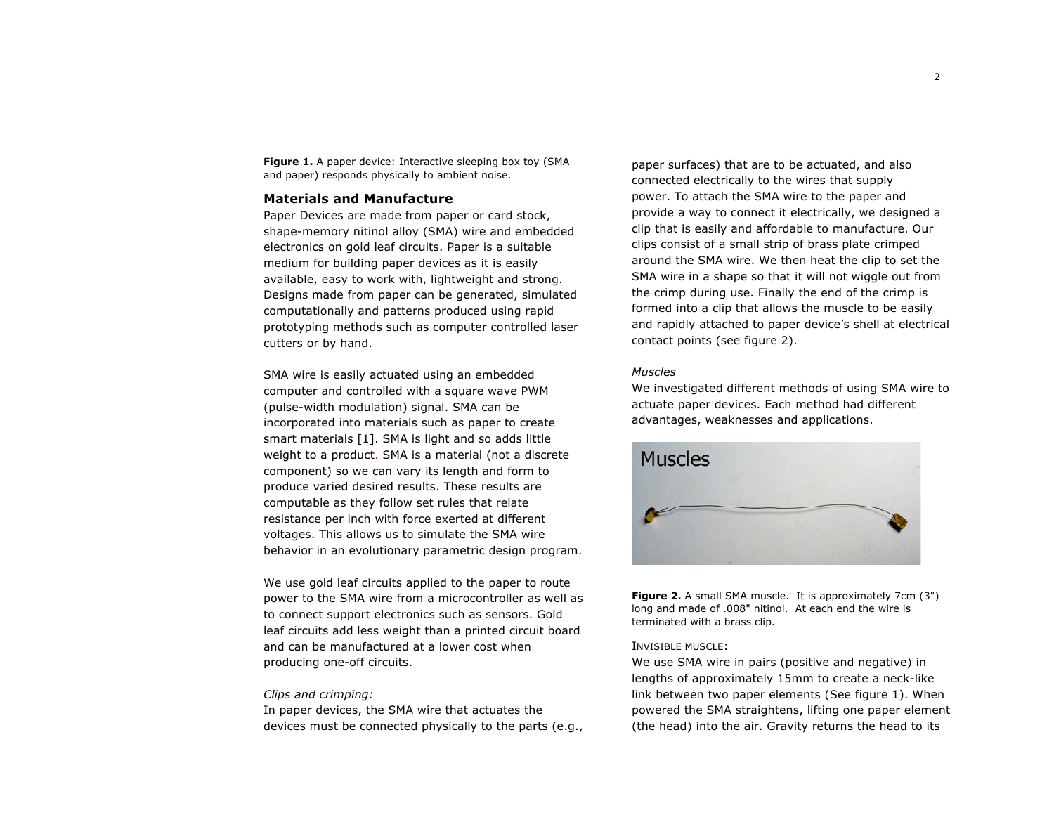**Figure 1.** A paper device: Interactive sleeping box toy (SMA and paper) responds physically to ambient noise.

## Materials and Manufacture

Paper Devices are made from paper or card stock, shape-memory nitinol alloy (SMA) wire and embedded electronics on gold leaf circuits. Paper is a suitable medium for building paper devices as it is easily available, easy to work with, lightweight and strong. Designs made from paper can be generated, simulated computationally and patterns produced using rapid prototyping methods such as computer controlled laser cutters or by hand.

SMA wire is easily actuated using an embedded computer and controlled with a square wave PWM (pulse-width modulation) signal. SMA can be incorporated into materials such as paper to create smart materials [1]. SMA is light and so adds little weight to a product. SMA is a material (not a discrete component) so we can vary its length and form to produce varied desired results. These results are computable as they follow set rules that relate resistance per inch with force exerted at different voltages. This allows us to simulate the SMA wire behavior in an evolutionary parametric design program.

We use gold leaf circuits applied to the paper to route power to the SMA wire from a microcontroller as well as to connect support electronics such as sensors. Gold leaf circuits add less weight than a printed circuit board and can be manufactured at a lower cost when producing one-off circuits.

*Clips and crimping:*

In paper devices, the SMA wire that actuates the devices must be connected physically to the parts (e.g., paper surfaces) that are to be actuated, and also connected electrically to the wires that supply power. To attach the SMA wire to the paper and provide a way to connect it electrically, we designed a clip that is easily and affordable to manufacture. Our clips consist of a small strip of brass plate crimped around the SMA wire. We then heat the clip to set the SMA wire in a shape so that it will not wiggle out from the crimp during use. Finally the end of the crimp is formed into a clip that allows the muscle to be easily and rapidly attached to paper device's shell at electrical contact points (see figure 2).

*Muscles*

We investigated different methods of using SMA wire to actuate paper devices. Each method had different advantages, weaknesses and applications.

**Figure 2.** A small SMA muscle. It is approximately 7cm (3") long and made of .008" nitinol. At each end the wire is terminated with a brass clip.

INVISIBLE MUSCLE:

We use SMA wire in pairs (positive and negative) in lengths of approximately 15mm to create a neck-like link between two paper elements (See figure 1). When powered the SMA straightens, lifting one paper element (the head) into the air. Gravity returns the head to its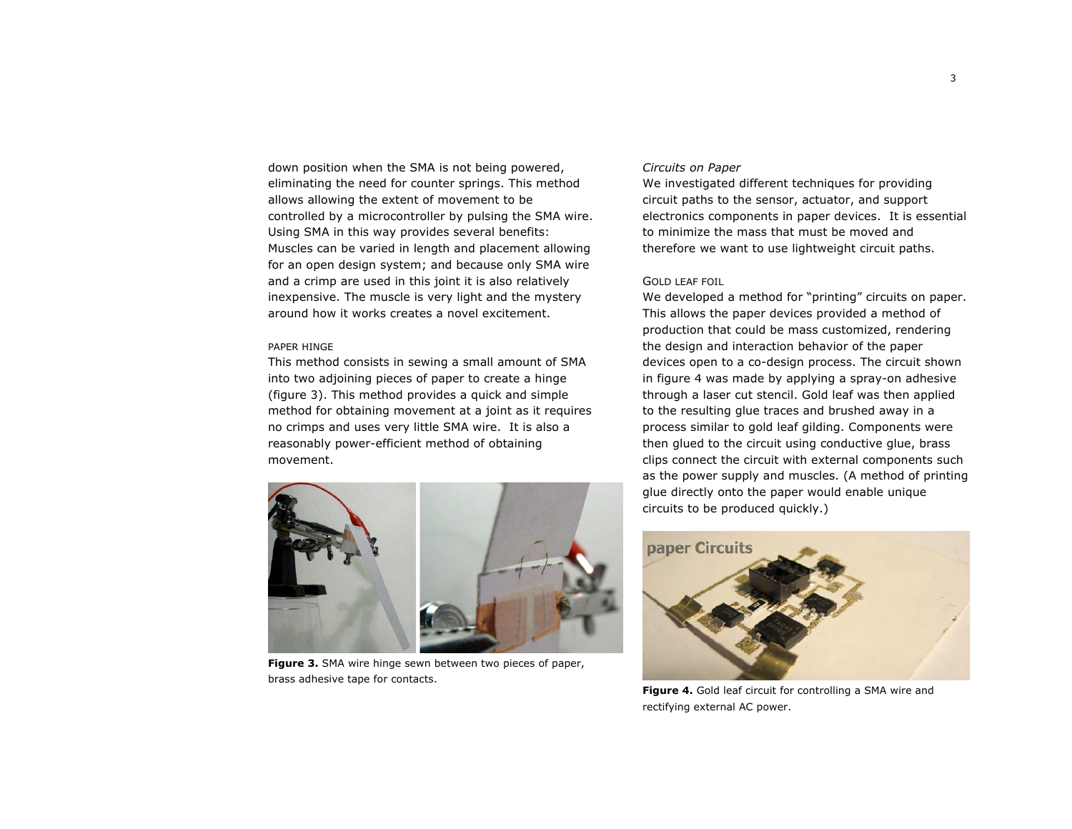down position when the SMA is not being powered, eliminating the need for counter springs. This method allows allowing the extent of movement to be controlled by a microcontroller by pulsing the SMA wire. Using SMA in this way provides several benefits: Muscles can be varied in length and placement allowing for an open design system; and because only SMA wire and a crimp are used in this joint it is also relatively inexpensive. The muscle is very light and the mystery around how it works creates a novel excitement.

#### PAPER HINGE

This method consists in sewing a small amount of SMA into two adjoining pieces of paper to create a hinge (figure 3). This method provides a quick and simple method for obtaining movement at a joint as it requires no crimps and uses very little SMA wire. It is also a reasonably power-efficient method of obtaining movement.

**Figure 3.** SMA wire hinge sewn between two pieces of paper, brass adhesive tape for contacts.

### *Circuits on Paper*

We investigated different techniques for providing circuit paths to the sensor, actuator, and support electronics components in paper devices. It is essential to minimize the mass that must be moved and therefore we want to use lightweight circuit paths.

#### GOLD LEAF FOIL

We developed a method for "printing" circuits on paper. This allows the paper devices provided a method of production that could be mass customized, rendering the design and interaction behavior of the paper devices open to a co-design process. The circuit shown in figure 4 was made by applying a spray-on adhesive through a laser cut stencil. Gold leaf was then applied to the resulting glue traces and brushed away in a process similar to gold leaf gilding. Components were then glued to the circuit using conductive glue, brass clips connect the circuit with external components such as the power supply and muscles. (A method of printing glue directly onto the paper would enable unique circuits to be produced quickly.)

**Figure 4.** Gold leaf circuit for controlling a SMA wire and rectifying external AC power.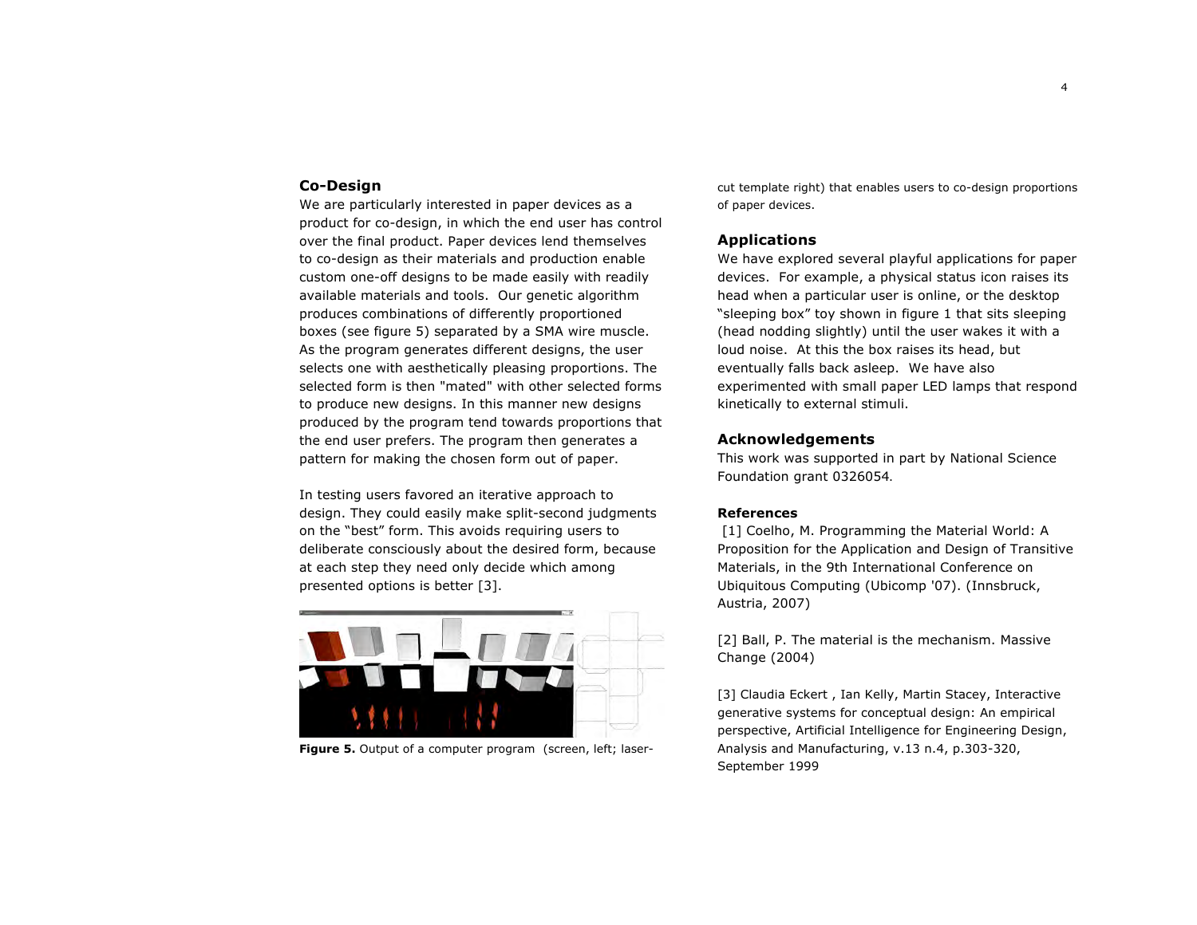## Co-Design

We are particularly interested in paper devices as a product for co-design, in which the end user has control over the final product. Paper devices lend themselves to co-design as their materials and production enable custom one-off designs to be made easily with readily available materials and tools. Our genetic algorithm produces combinations of differently proportioned boxes (see figure 5) separated by a SMA wire muscle. As the program generates different designs, the user selects one with aesthetically pleasing proportions. The selected form is then "mated" with other selected forms to produce new designs. In this manner new designs produced by the program tend towards proportions that the end user prefers. The program then generates a pattern for making the chosen form out of paper.

In testing users favored an iterative approach to design. They could easily make split-second judgments on the "best" form. This avoids requiring users to deliberate consciously about the desired form, because at each step they need only decide which among presented options is better [3].

**Figure 5.** Output of a computer program (screen, left; laser-cut template right) that enables users to co-design proportions of paper devices.

## Applications

We have explored several playful applications for paper devices. For example, a physical status icon raises its head when a particular user is online, or the desktop "sleeping box" toy shown in figure 1 that sits sleeping (head nodding slightly) until the user wakes it with a loud noise. At this the box raises its head, but eventually falls back asleep. We have also experimented with small paper LED lamps that respond kinetically to external stimuli.

## Acknowledgements

This work was supported in part by National Science Foundation grant 0326054.

### References

[1] Coelho, M. Programming the Material World: A Proposition for the Application and Design of Transitive Materials, in the 9th International Conference on Ubiquitous Computing (Ubicomp '07). (Innsbruck, Austria, 2007)

[2] Ball, P. The material is the mechanism. Massive Change (2004)

[3] Claudia Eckert , Ian Kelly, Martin Stacey, Interactive generative systems for conceptual design: An empirical perspective, Artificial Intelligence for Engineering Design, Analysis and Manufacturing, v.13 n.4, p.303-320, September 1999